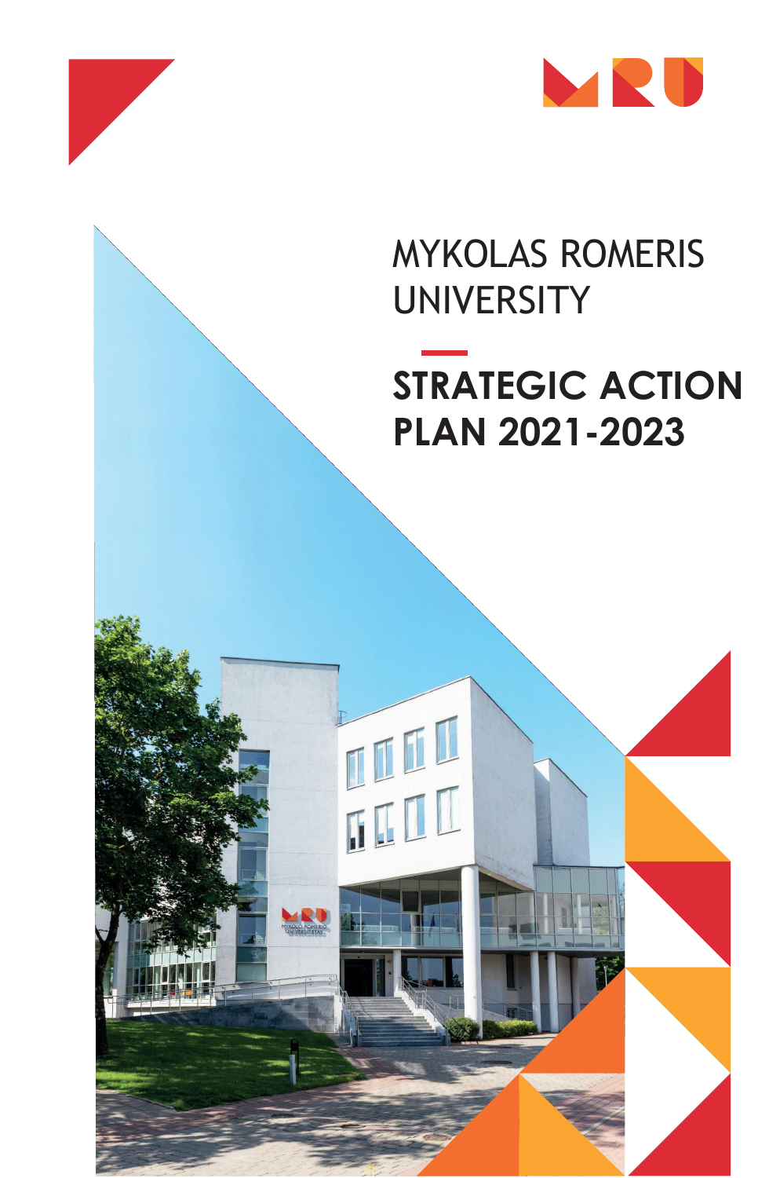MYKOLAS ROMERIS UNIVERSITY

# STRATEGIC ACTION PLAN 2021-2023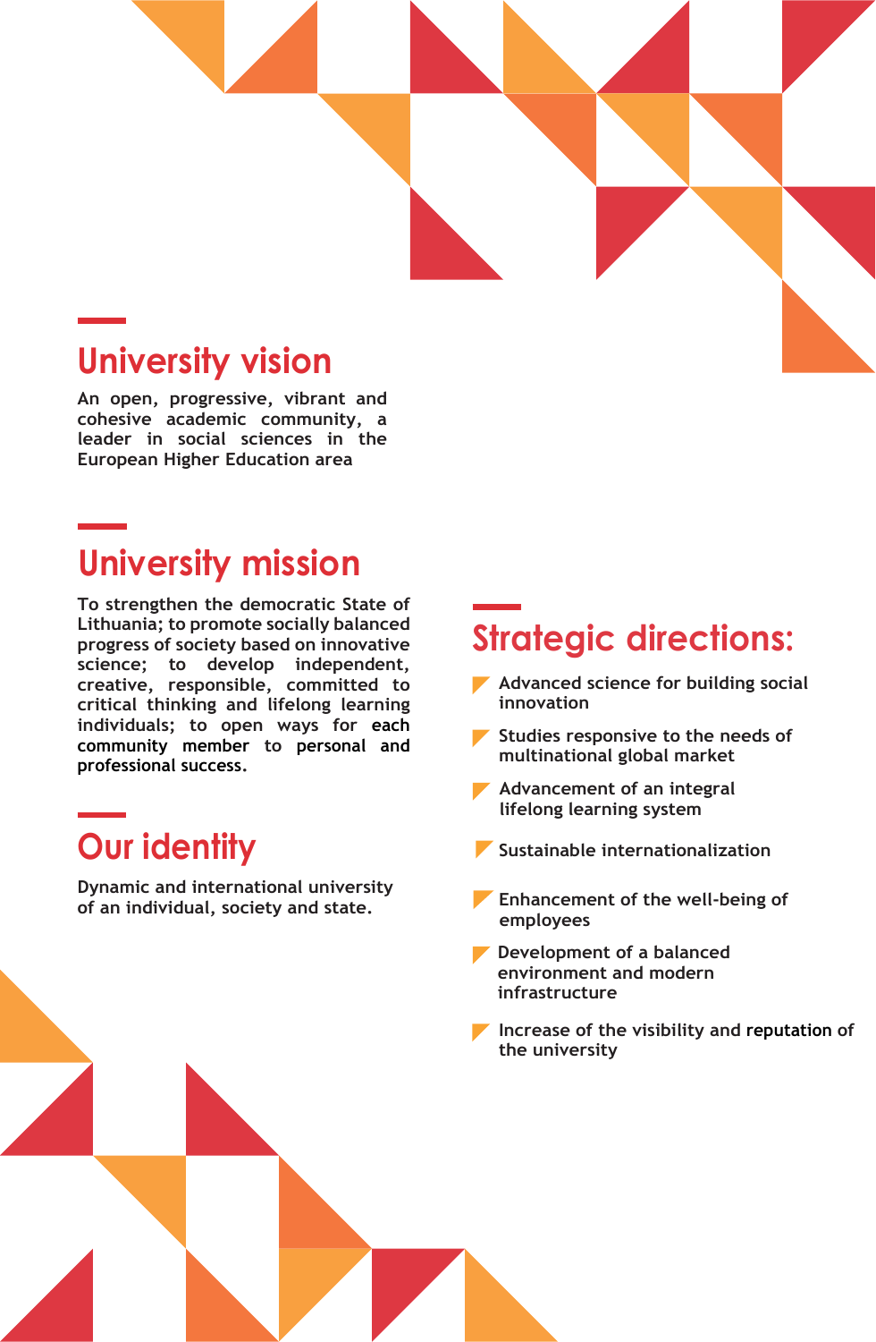## University vision

An open, progressive, vibrant and cohesive academic community, a leader in social sciences in the European Higher Education area

## University mission

To strengthen the democratic State of Lithuania; to promote socially balanced progress of society based on innovative science; to develop independent, creative, responsible, committed to critical thinking and lifelong learning individuals; to open ways for each community member to personal and professional success.

## Our identity

Dynamic and international university of an individual, society and state.

## Strategic directions:

- Advanced science for building social innovation
- Studies responsive to the needs of multinational global market
- Advancement of an integral lifelong learning system
- Sustainable internationalization
- Enhancement of the well-being of employees
- Development of a balanced environment and modern infrastructure
- Increase of the visibility and reputation of the university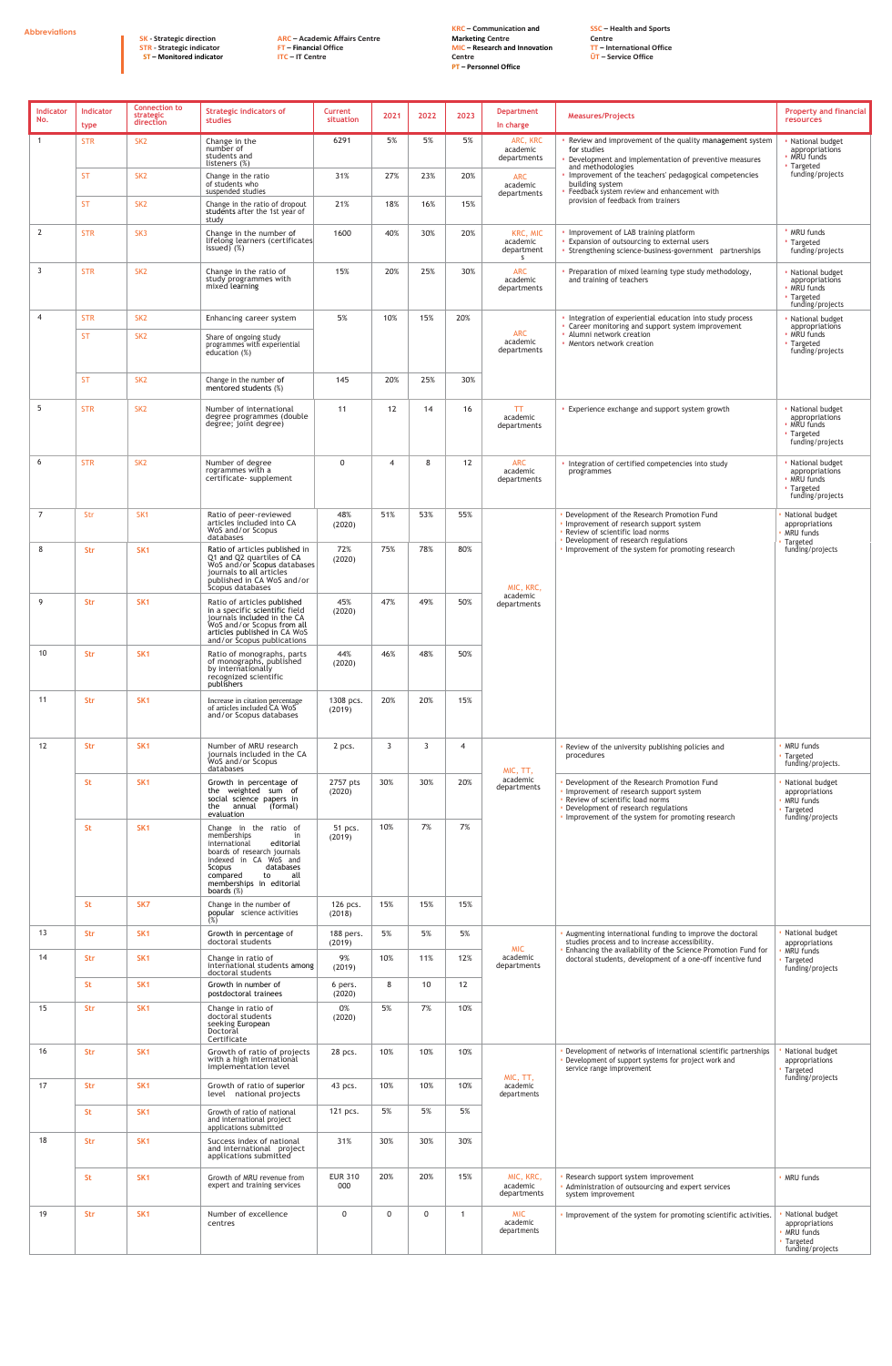**Abbreviations**

**SK** - Strategic direction
**STR** - Strategic indicator
**ST** – Monitored indicator

**ARC** – Academic Affairs Centre
**FT** – Financial Office
**ITC** – IT Centre

**KRC** – Communication and Marketing Centre
**MIC** – Research and Innovation Centre
**PT** – Personnel Office

**SSC** – Health and Sports Centre
**TT** – International Office
**ŪT** – Service Office

| Indicator No. | Indicator type | Connection to strategic direction | Strategic indicators of studies | Current situation | 2021 | 2022 | 2023 | Department in charge | Measures/Projects | Property and financial resources |
|---|---|---|---|---|---|---|---|---|---|---|
| 1 | STR | SK2 | Change in the number of students and listeners (%) | 6291 | 5% | 5% | 5% | ARC, KRC academic departments | • Review and improvement of the quality management system for studies<br>• Development and implementation of preventive measures and methodologies<br>• Improvement of the teachers' pedagogical competencies building system<br>• Feedback system review and enhancement with provision of feedback from trainers | • National budget appropriations<br>• MRU funds<br>• Targeted funding/projects |
| | ST | SK2 | Change in the ratio of students who suspended studies | 31% | 27% | 23% | 20% | ARC academic departments | | |
| | ST | SK2 | Change in the ratio of dropout students after the 1st year of study | 21% | 18% | 16% | 15% | | | |
| 2 | STR | SK3 | Change in the number of lifelong learners (certificates issued) (%) | 1600 | 40% | 30% | 20% | KRC, MIC academic departments | • Improvement of LAB training platform<br>• Expansion of outsourcing to external users<br>• Strengthening science-business-government partnerships | • MRU funds<br>• Targeted funding/projects |
| 3 | STR | SK2 | Change in the ratio of study programmes with mixed learning | 15% | 20% | 25% | 30% | ARC academic departments | • Preparation of mixed learning type study methodology, and training of teachers | • National budget appropriations<br>• MRU funds<br>• Targeted funding/projects |
| 4 | STR | SK2 | Enhancing career system | 5% | 10% | 15% | 20% | ARC academic departments | • Integration of experiential education into study process<br>• Career monitoring and support system improvement<br>• Alumni network creation<br>• Mentors network creation | • National budget appropriations<br>• MRU funds<br>• Targeted funding/projects |
| | ST | SK2 | Share of ongoing study programmes with experiential education (%) | | | | | | | |
| | ST | SK2 | Change in the number of mentored students (%) | 145 | 20% | 25% | 30% | | | |
| 5 | STR | SK2 | Number of international degree programmes (double degree; joint degree) | 11 | 12 | 14 | 16 | TT academic departments | • Experience exchange and support system growth | • National budget appropriations<br>• MRU funds<br>• Targeted funding/projects |
| 6 | STR | SK2 | Number of degree programmes with a certificate- supplement | 0 | 4 | 8 | 12 | ARC academic departments | • Integration of certified competencies into study programmes | • National budget appropriations<br>• MRU funds<br>• Targeted funding/projects |
| 7 | Str | SK1 | Ratio of peer-reviewed articles included in CA WoS and/or Scopus databases | 48% (2020) | 51% | 53% | 55% | MIC, KRC, academic departments | • Development of the Research Promotion Fund<br>• Improvement of research support system<br>• Review of scientific load norms<br>• Development of research regulations<br>• Improvement of the system for promoting research | • National budget appropriations<br>• MRU funds<br>• Targeted funding/projects |
| 8 | Str | SK1 | Ratio of articles published in Q1 and Q2 quartiles of CA WoS and/or Scopus databases journals to all articles published in CA WoS and/or Scopus databases | 72% (2020) | 75% | 78% | 80% | | | |
| 9 | Str | SK1 | Ratio of articles published in a specific scientific field journals included in the CA WoS and/or Scopus from all articles published in CA WoS and/or Scopus publications | 45% (2020) | 47% | 49% | 50% | | | |
| 10 | Str | SK1 | Ratio of monographs, parts of monographs, published by internationally recognized scientific publishers | 44% (2020) | 46% | 48% | 50% | | | |
| 11 | Str | SK1 | Increase in citation percentage of articles included CA WoS and/or Scopus databases | 1308 pcs. (2019) | 20% | 20% | 15% | | | |
| 12 | Str | SK1 | Number of MRU research journals included in the CA WoS and/or Scopus databases | 2 pcs. | 3 | 3 | 4 | MIC, TT, academic departments | • Review of the university publishing policies and procedures | • MRU funds<br>• Targeted funding/projects. |
| | St | SK1 | Growth in percentage of the weighted sum of social science papers in the annual (formal) evaluation | 2757 pts (2020) | 30% | 30% | 20% | | • Development of the Research Promotion Fund<br>• Improvement of research support system<br>• Review of scientific load norms<br>• Development of research regulations<br>• Improvement of the system for promoting research | • National budget appropriations<br>• MRU funds<br>• Targeted funding/projects |
| | St | SK1 | Change in the ratio of memberships in international editorial boards of research journals indexed in CA WoS and Scopus databases compared to all memberships in editorial boards (%) | 51 pcs. (2019) | 10% | 7% | 7% | | | |
| | St | SK7 | Change in the number of popular science activities (%) | 126 pcs. (2018) | 15% | 15% | 15% | | | |
| 13 | Str | SK1 | Growth in percentage of doctoral students | 188 pers. (2019) | 5% | 5% | 5% | MIC academic departments | • Augmenting international funding to improve the doctoral studies process and to increase accessibility.<br>• Enhancing the availability of the Science Promotion Fund for doctoral students, development of a one-off incentive fund | • National budget appropriations<br>• MRU funds<br>• Targeted funding/projects |
| 14 | Str | SK1 | Change in ratio of international students among doctoral students | 9% (2019) | 10% | 11% | 12% | | | |
| | St | SK1 | Growth in number of postdoctoral trainees | 6 pers. (2020) | 8 | 10 | 12 | | | |
| 15 | Str | SK1 | Change in ratio of doctoral students seeking European Doctoral Certificate | 0% (2020) | 5% | 7% | 10% | | | |
| 16 | Str | SK1 | Growth of ratio of projects with a high international implementation level | 28 pcs. | 10% | 10% | 10% | MIC, TT, academic departments | • Development of networks of international scientific partnerships<br>• Development of support systems for project work and service range improvement | • National budget appropriations<br>• Targeted funding/projects |
| 17 | Str | SK1 | Growth of ratio of superior level national projects | 43 pcs. | 10% | 10% | 10% | | | |
| | St | SK1 | Growth of ratio of national and international project applications submitted | 121 pcs. | 5% | 5% | 5% | | | |
| 18 | Str | SK1 | Success index of national and international project applications submitted | 31% | 30% | 30% | 30% | | | |
| | St | SK1 | Growth of MRU revenue from expert and training services | EUR 310 000 | 20% | 20% | 15% | MIC, KRC, academic departments | • Research support system improvement<br>• Administration of outsourcing and expert services system improvement | • MRU funds |
| 19 | Str | SK1 | Number of excellence centres | 0 | 0 | 0 | 1 | MIC academic departments | • Improvement of the system for promoting scientific activities. | • National budget appropriations<br>• MRU funds<br>• Targeted funding/projects |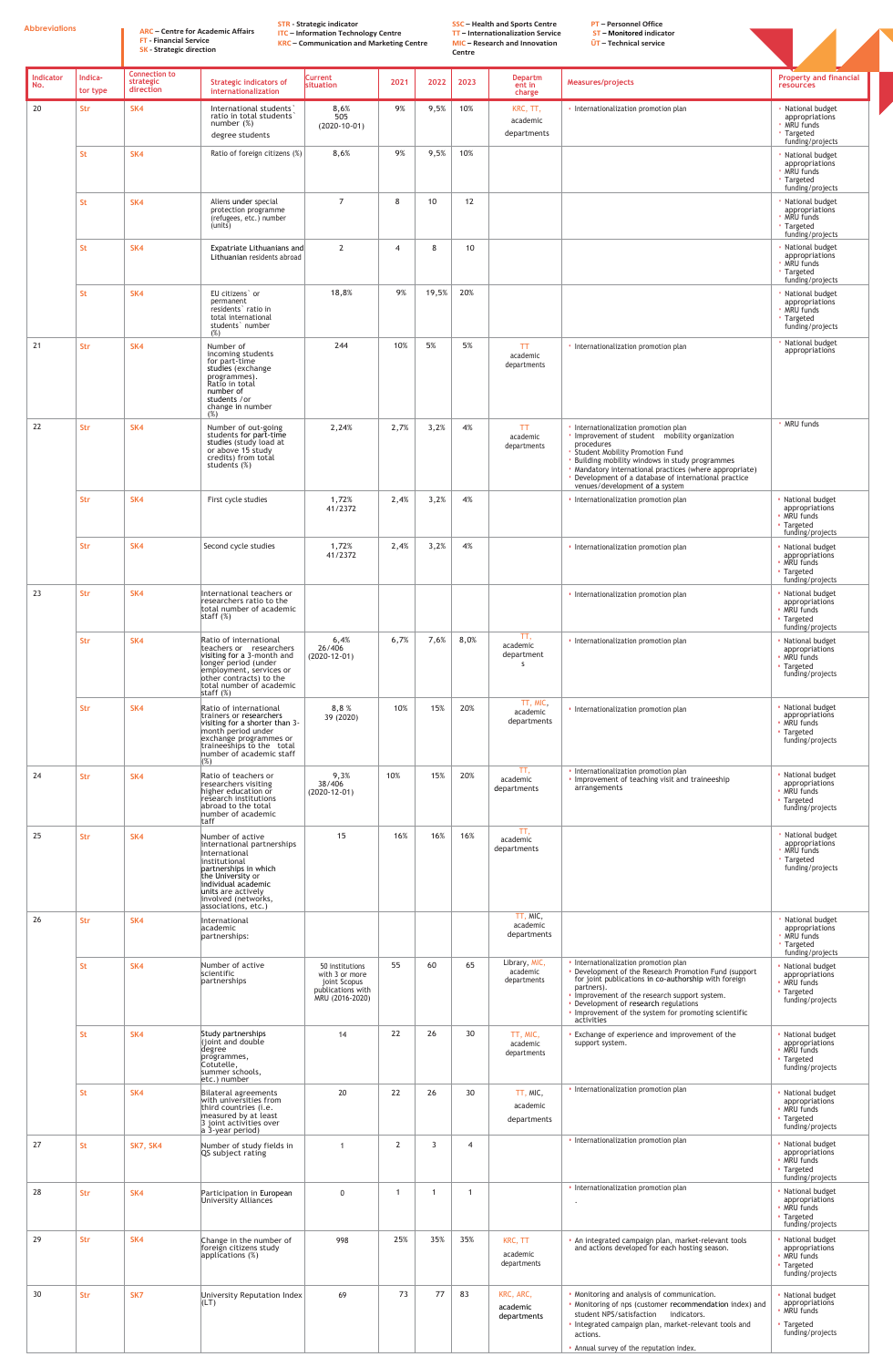**Abbreviations**

ARC – Centre for Academic Affairs
FT – Financial Service
SK – Strategic direction

STR – Strategic indicator
ITC – Information Technology Centre
KRC – Communication and Marketing Centre

SSC – Health and Sports Centre
TT – Internationalization Service
MIC – Research and Innovation Centre

PT – Personnel Office
ST – Monitored indicator
ŪT – Technical service

| Indicator No. | Indica-tor type | Connection to strategic direction | Strategic indicators of internationalization | Current situation | 2021 | 2022 | 2023 | Department in charge | Measures/projects | Property and financial resources |
|---|---|---|---|---|---|---|---|---|---|---|
| 20 | Str | SK4 | International students` ratio in total students` number (%) degree students | 8,6% 505 (2020-10-01) | 9% | 9,5% | 10% | KRC, TT, academic departments | • Internationalization promotion plan | • National budget appropriations • MRU funds • Targeted funding/projects |
| | St | SK4 | Ratio of foreign citizens (%) | 8,6% | 9% | 9,5% | 10% | | | • National budget appropriations • MRU funds • Targeted funding/projects |
| | St | SK4 | Aliens under special protection programme (refugees, etc.) number (units) | 7 | 8 | 10 | 12 | | | • National budget appropriations • MRU funds • Targeted funding/projects |
| | St | SK4 | Expatriate Lithuanians and Lithuanian residents abroad | 2 | 4 | 8 | 10 | | | • National budget appropriations • MRU funds • Targeted funding/projects |
| | St | SK4 | EU citizens` or permanent residents` ratio in total international students` number (%) | 18,8% | 9% | 19,5% | 20% | | | • National budget appropriations • MRU funds • Targeted funding/projects |
| 21 | Str | SK4 | Number of incoming students for part-time studies (exchange programmes). Ratio in total number of students /or change in number (%) | 244 | 10% | 5% | 5% | TT academic departments | • Internationalization promotion plan | • National budget appropriations |
| 22 | Str | SK4 | Number of out-going students for part-time studies (study load at or above 15 study credits) from total students (%) | 2,24% | 2,7% | 3,2% | 4% | TT academic departments | • Internationalization promotion plan • Improvement of student mobility organization procedures • Student Mobility Promotion Fund • Building mobility windows in study programmes • Mandatory international practices (where appropriate) • Development of a database of international practice venues/development of a system | • MRU funds |
| | Str | SK4 | First cycle studies | 1,72% 41/2372 | 2,4% | 3,2% | 4% | | • Internationalization promotion plan | • National budget appropriations • MRU funds • Targeted funding/projects |
| | Str | SK4 | Second cycle studies | 1,72% 41/2372 | 2,4% | 3,2% | 4% | | • Internationalization promotion plan | • National budget appropriations • MRU funds • Targeted funding/projects |
| 23 | Str | SK4 | International teachers or researchers ratio to the total number of academic staff (%) | | | | | | • Internationalization promotion plan | • National budget appropriations • MRU funds • Targeted funding/projects |
| | Str | SK4 | Ratio of international teachers or researchers visiting for a 3-month and longer period (under employment, services or other contracts) to the total number of academic staff (%) | 6,4% 26/406 (2020-12-01) | 6,7% | 7,6% | 8,0% | TT, academic departments | • Internationalization promotion plan | • National budget appropriations • MRU funds • Targeted funding/projects |
| | Str | SK4 | Ratio of international trainers or researchers visiting for a shorter than 3-month period under exchange programmes or traineeships to the total number of academic staff (%) | 8,8 % 39 (2020) | 10% | 15% | 20% | TT, MIC, academic departments | • Internationalization promotion plan | • National budget appropriations • MRU funds • Targeted funding/projects |
| 24 | Str | SK4 | Ratio of teachers or researchers visiting higher education or research institutions abroad to the total number of academic taff | 9,3% 38/406 (2020-12-01) | 10% | 15% | 20% | TT, academic departments | • Internationalization promotion plan • Improvement of teaching visit and traineeship arrangements | • National budget appropriations • MRU funds • Targeted funding/projects |
| 25 | Str | SK4 | Number of active international partnerships International institutional partnerships in which the University or individual academic units are actively involved (networks, associations, etc.) | 15 | 16% | 16% | 16% | TT, academic departments | | • National budget appropriations • MRU funds • Targeted funding/projects |
| 26 | Str | SK4 | International academic partnerships: | | | | | TT, MIC, academic departments | | • National budget appropriations • MRU funds • Targeted funding/projects |
| | St | SK4 | Number of active scientific partnerships | 50 institutions with 3 or more joint Scopus publications with MRU (2016-2020) | 55 | 60 | 65 | Library, MIC, academic departments | • Internationalization promotion plan • Development of the Research Promotion Fund (support for joint publications in co-authorship with foreign partners). • Improvement of the research support system. • Development of research regulations • Improvement of the system for promoting scientific activities | • National budget appropriations • MRU funds • Targeted funding/projects |
| | St | SK4 | Study partnerships (joint and double degree programmes, Cotutelle, summer schools, etc.) number | 14 | 22 | 26 | 30 | TT, MIC, academic departments | • Exchange of experience and improvement of the support system. | • National budget appropriations • MRU funds • Targeted funding/projects |
| | St | SK4 | Bilateral agreements with universities from third countries (i.e. measured by at least 3 joint activities over a 3-year period) | 20 | 22 | 26 | 30 | TT, MIC, academic departments | • Internationalization promotion plan | • National budget appropriations • MRU funds • Targeted funding/projects |
| 27 | St | SK7, SK4 | Number of study fields in QS subject rating | 1 | 2 | 3 | 4 | | • Internationalization promotion plan | • National budget appropriations • MRU funds • Targeted funding/projects |
| 28 | Str | SK4 | Participation in European University Alliances | 0 | 1 | 1 | 1 | | • Internationalization promotion plan | • National budget appropriations • MRU funds • Targeted funding/projects |
| 29 | Str | SK4 | Change in the number of foreign citizens study applications (%) | 998 | 25% | 35% | 35% | KRC, TT academic departments | • An integrated campaign plan, market-relevant tools and actions developed for each hosting season. | • National budget appropriations • MRU funds • Targeted funding/projects |
| 30 | Str | SK7 | University Reputation Index (LT) | 69 | 73 | 77 | 83 | KRC, ARC, academic departments | • Monitoring and analysis of communication. • Monitoring of nps (customer recommendation index) and student NPS/satisfaction indicators. • Integrated campaign plan, market-relevant tools and actions. • Annual survey of the reputation index. | • National budget appropriations • MRU funds • Targeted funding/projects |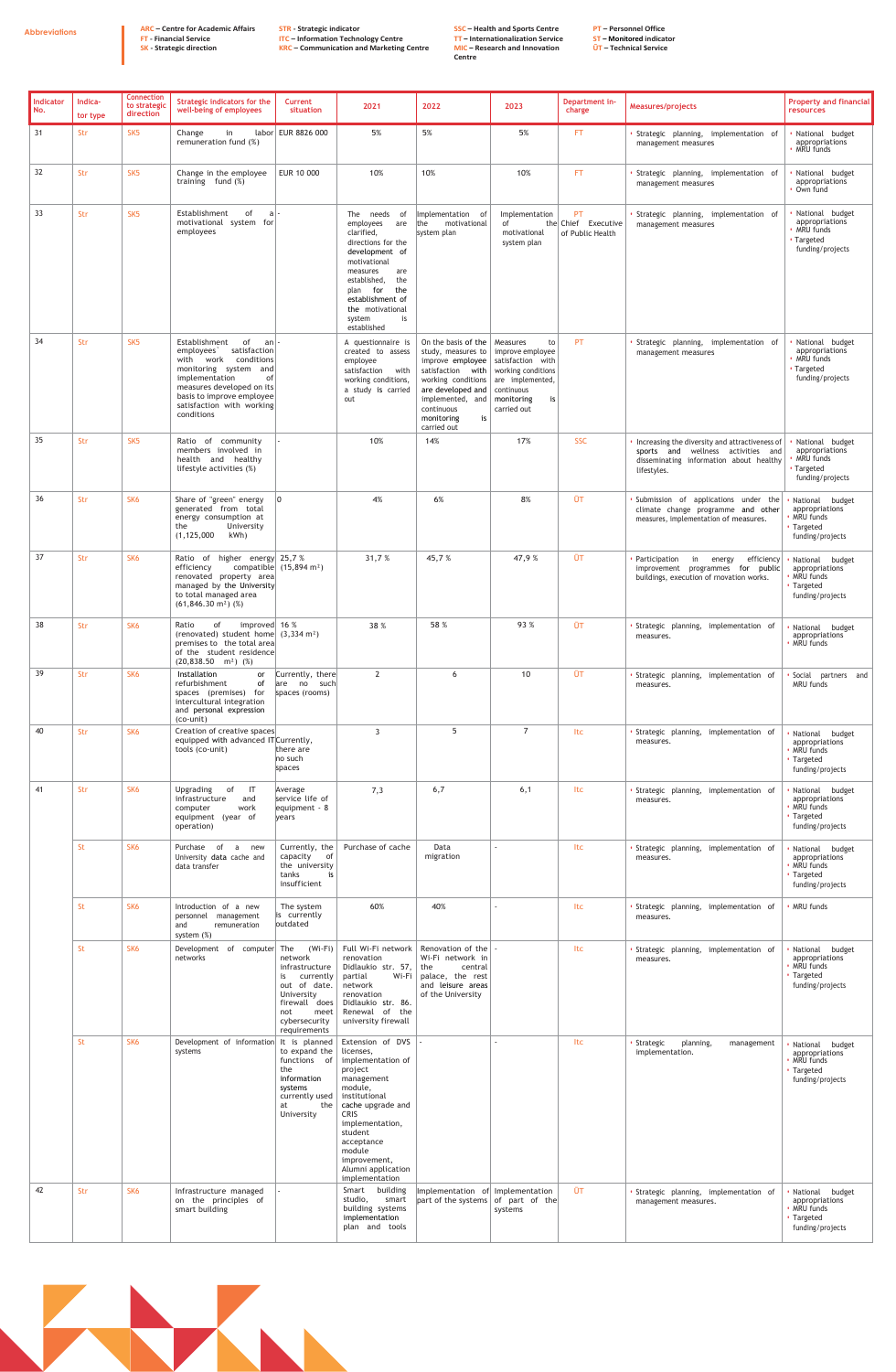**Abbreviations**

ARC – Centre for Academic Affairs
FT – Financial Service
SK – Strategic direction
STR – Strategic indicator
ITC – Information Technology Centre
KRC – Communication and Marketing Centre
SSC – Health and Sports Centre
TT – Internationalization Service
MIC – Research and Innovation Centre
PT – Personnel Office
ST – Monitored indicator
ŪT – Technical Service

| Indicator No. | Indicator type | Connection to strategic direction | Strategic indicators for the well-being of employees | Current situation | 2021 | 2022 | 2023 | Department in charge | Measures/projects | Property and financial resources |
|---|---|---|---|---|---|---|---|---|---|---|
| 31 | Str | SK5 | Change in labor remuneration fund (%) | EUR 8826 000 | 5% | 5% | 5% | FT | • Strategic planning, implementation of management measures | • National budget appropriations • MRU funds |
| 32 | Str | SK5 | Change in the employee training fund (%) | EUR 10 000 | 10% | 10% | 10% | FT | • Strategic planning, implementation of management measures | • National budget appropriations • Own fund |
| 33 | Str | SK5 | Establishment of a motivational system for employees | - | The needs of employees are clarified, directions for the development of motivational measures are established, the plan for the establishment of the motivational system is established | Implementation of the motivational system plan | Implementation of the motivational system plan | PT Chief Executive of Public Health | • Strategic planning, implementation of management measures | • National budget appropriations • MRU funds • Targeted funding/projects |
| 34 | Str | SK5 | Establishment of an employees` satisfaction with work conditions monitoring system and implementation of measures developed on its basis to improve employee satisfaction with working conditions | - | A questionnaire is created to assess employee satisfaction with working conditions, a study is carried out | On the basis of the study, measures to improve employee satisfaction with working conditions are developed and implemented, and continuous monitoring is carried out | Measures to improve employee satisfaction with working conditions are implemented, continuous monitoring is carried out | PT | • Strategic planning, implementation of management measures | • National budget appropriations • MRU funds • Targeted funding/projects |
| 35 | Str | SK5 | Ratio of community members involved in health and healthy lifestyle activities (%) | - | 10% | 14% | 17% | SSC | • Increasing the diversity and attractiveness of sports and wellness activities and disseminating information about healthy lifestyles. | • National budget appropriations • MRU funds • Targeted funding/projects |
| 36 | Str | SK6 | Share of "green" energy generated from total energy consumption at the University (1,125,000 kWh) | 0 | 4% | 6% | 8% | ŪT | • Submission of applications under the climate change programme and other measures, implementation of measures. | • National budget appropriations • MRU funds • Targeted funding/projects |
| 37 | Str | SK6 | Ratio of higher energy efficiency compatible renovated property area managed by the University to total managed area (61,846.30 m²) (%) | 25,7 % (15,894 m²) | 31,7 % | 45,7 % | 47,9 % | ŪT | • Participation in energy efficiency improvement programmes for public buildings, execution of renovation works. | • National budget appropriations • MRU funds • Targeted funding/projects |
| 38 | Str | SK6 | Ratio of improved (renovated) student home premises to the total area of the student residence (20,838.50 m²) (%) | 16 % (3,334 m²) | 38 % | 58 % | 93 % | ŪT | • Strategic planning, implementation of measures. | • National budget appropriations • MRU funds |
| 39 | Str | SK6 | Installation or refurbishment of spaces (premises) for intercultural integration and personal expression (co-unit) | Currently, there are no such spaces (rooms) | 2 | 6 | 10 | ŪT | • Strategic planning, implementation of measures. | • Social partners and MRU funds |
| 40 | Str | SK6 | Creation of creative spaces equipped with advanced IT tools (co-unit) | Currently, there are no such spaces | 3 | 5 | 7 | Itc | • Strategic planning, implementation of measures. | • National budget appropriations • MRU funds • Targeted funding/projects |
| 41 | Str | SK6 | Upgrading of IT infrastructure and computer work equipment (year of operation) | Average service life of equipment - 8 years | 7,3 | 6,7 | 6,1 | Itc | • Strategic planning, implementation of measures. | • National budget appropriations • MRU funds • Targeted funding/projects |
| | St | SK6 | Purchase of a new University data cache and data transfer | Currently, the capacity of the university tanks is insufficient | Purchase of cache | Data migration | - | Itc | • Strategic planning, implementation of measures. | • National budget appropriations • MRU funds • Targeted funding/projects |
| | St | SK6 | Introduction of a new personnel management and remuneration system (%) | The system is currently outdated | 60% | 40% | - | Itc | • Strategic planning, implementation of measures. | • MRU funds |
| | St | SK6 | Development of computer networks | The (Wi-Fi) network infrastructure is currently out of date. University firewall does not meet cybersecurity requirements | Full Wi-Fi network renovation Didlaukio str. 57, partial Wi-Fi network renovation Didlaukio str. 86. Renewal of the university firewall | Renovation of the Wi-Fi network in the central palace, the rest and leisure areas of the University | - | Itc | • Strategic planning, implementation of measures. | • National budget appropriations • MRU funds • Targeted funding/projects |
| | St | SK6 | Development of information systems | It is planned to expand the functions of the information systems currently used at the University | Extension of DVS licenses, implementation of project management module, institutional cache upgrade and CRIS implementation, student acceptance module improvement, Alumni application implementation | - | - | Itc | • Strategic planning, management implementation. | • National budget appropriations • MRU funds • Targeted funding/projects |
| 42 | Str | SK6 | Infrastructure managed on the principles of smart building | - | Smart building studio, smart building systems implementation plan and tools | Implementation of part of the systems | Implementation of part of the systems | ŪT | • Strategic planning, implementation of management measures. | • National budget appropriations • MRU funds • Targeted funding/projects |